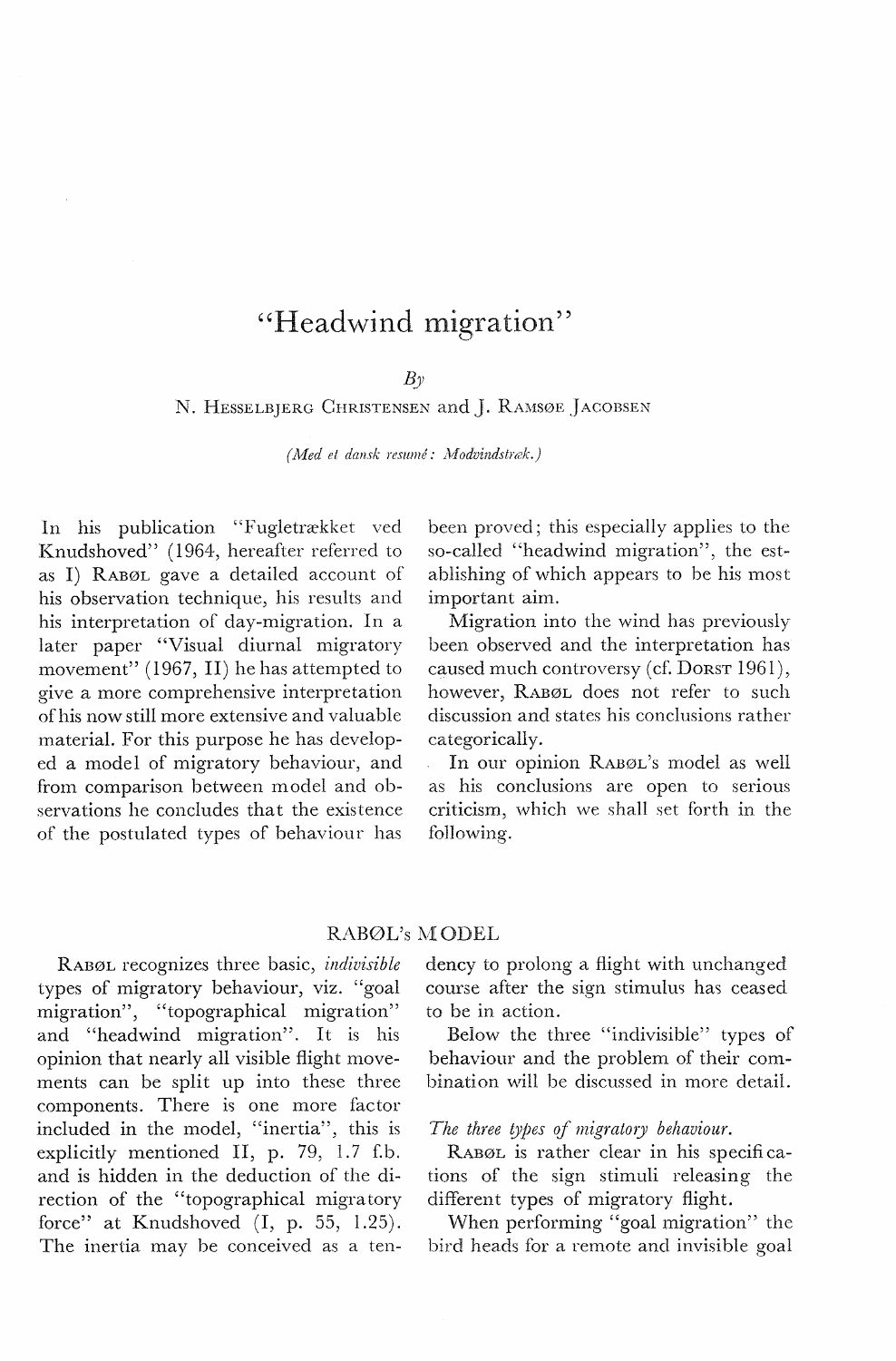# "Headwind migration"

*By*

N. Hesselbjerg Christensen and J. Ramsøe Jacobsen

*(Med et dansk resumé: Modvindstræk.)*

In his publication "Fugletrækket ved Knudshoved" (1964, hereafter referred to as I) Rabøl gave a detailed account of his observation technique, his results and his interpretation of day-migration. In a later paper "Visual diurnal migratory movement" (1967, II) he has attempted to give a more comprehensive interpretation of his now still more extensive and valuable material. For this purpose he has developed a model of migratory behaviour, and from comparison between model and observations he concludes that the existence of the postulated types of behaviour has been proved; this especially applies to the so-called "headwind migration", the establishing of which appears to be his most important aim.

Migration into the wind has previously been observed and the interpretation has caused much controversy (cf. Dorst 1961), however, Rabøl does not refer to such discussion and states his conclusions rather categorically.

In our opinion Rabøl's model as well as his conclusions are open to serious criticism, which we shall set forth in the following.

## RABØL's MODEL

Rabøl recognizes three basic, *indivisible* types of migratory behaviour, viz. "goal migration", "topographical migration" and "headwind migration". It is his opinion that nearly all visible flight movements can be split up into these three components. There is one more factor included in the model, "inertia", this is explicitly mentioned II, p. 79, l.7 f.b. and is hidden in the deduction of the direction of the "topographical migratory force" at Knudshoved (I, p. 55, l.25). The inertia may be conceived as a tendency to prolong a flight with unchanged course after the sign stimulus has ceased to be in action.

Below the three "indivisible" types of behaviour and the problem of their combination will be discussed in more detail.

### *The three types of migratory behaviour.*

Rabøl is rather clear in his specifications of the sign stimuli releasing the different types of migratory flight.

When performing "goal migration" the bird heads for a remote and invisible goal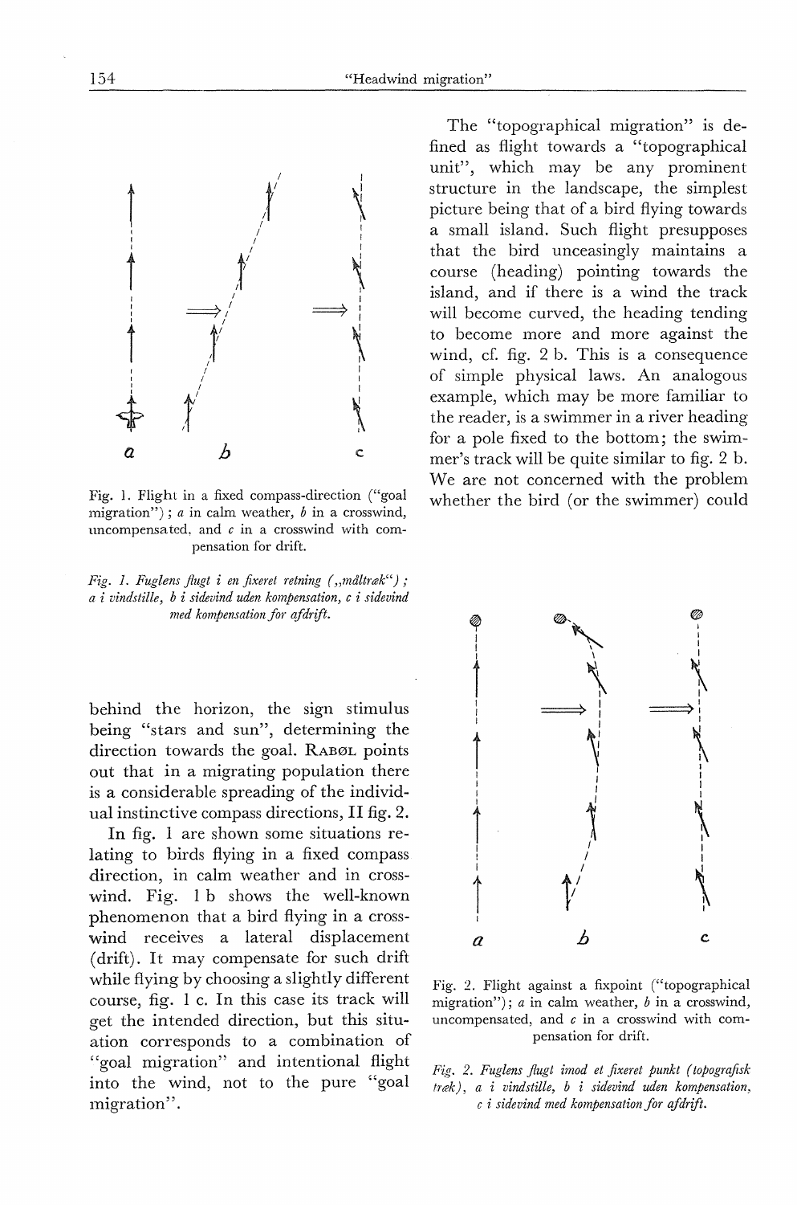Fig. 1. Flight in a fixed compass-direction ("goal migration"); *a* in calm weather, *b* in a crosswind, uncompensated, and *c* in a crosswind with compensation for drift.

*Fig. 1. Fuglens flugt i en fixeret retning („måltræk"); a i vindstille, b i sidevind uden kompensation, c i sidevind med kompensation for afdrift.*

behind the horizon, the sign stimulus being "stars and sun", determining the direction towards the goal. RABØL points out that in a migrating population there is a considerable spreading of the individual instinctive compass directions, II fig. 2.

In fig. 1 are shown some situations relating to birds flying in a fixed compass direction, in calm weather and in crosswind. Fig. 1 b shows the well-known phenomenon that a bird flying in a crosswind receives a lateral displacement (drift). It may compensate for such drift while flying by choosing a slightly different course, fig. 1 c. In this case its track will get the intended direction, but this situation corresponds to a combination of "goal migration" and intentional flight into the wind, not to the pure "goal migration".

The "topographical migration" is defined as flight towards a "topographical unit", which may be any prominent structure in the landscape, the simplest picture being that of a bird flying towards a small island. Such flight presupposes that the bird unceasingly maintains a course (heading) pointing towards the island, and if there is a wind the track will become curved, the heading tending to become more and more against the wind, cf. fig. 2 b. This is a consequence of simple physical laws. An analogous example, which may be more familiar to the reader, is a swimmer in a river heading for a pole fixed to the bottom; the swimmer's track will be quite similar to fig. 2 b. We are not concerned with the problem whether the bird (or the swimmer) could

Fig. 2. Flight against a fixpoint ("topographical migration"); *a* in calm weather, *b* in a crosswind, uncompensated, and *c* in a crosswind with compensation for drift.

*Fig. 2. Fuglens flugt imod et fixeret punkt (topografisk træk), a i vindstille, b i sidevind uden kompensation, c i sidevind med kompensation for afdrift.*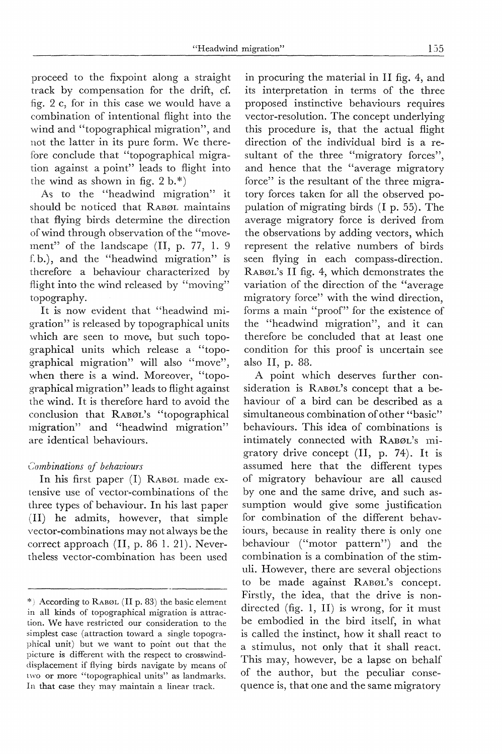proceed to the fixpoint along a straight track by compensation for the drift, cf. fig. 2 c, for in this case we would have a combination of intentional flight into the wind and "topographical migration", and not the latter in its pure form. We therefore conclude that "topographical migration against a point" leads to flight into the wind as shown in fig. 2 b.*)

As to the "headwind migration" it should be noticed that RABØL maintains that flying birds determine the direction of wind through observation of the "movement" of the landscape (II, p. 77, l. 9 f. b.), and the "headwind migration" is therefore a behaviour characterized by flight into the wind released by "moving" topography.

It is now evident that "headwind migration" is released by topographical units which are seen to move, but such topographical units which release a "topographical migration" will also "move", when there is a wind. Moreover, "topographical migration" leads to flight against the wind. It is therefore hard to avoid the conclusion that RABØL's "topographical migration" and "headwind migration" are identical behaviours.

*Combinations of behaviours*

In his first paper (I) RABØL made extensive use of vector-combinations of the three types of behaviour. In his last paper (II) he admits, however, that simple vector-combinations may not always be the correct approach (II, p. 86 l. 21). Nevertheless vector-combination has been used in procuring the material in II fig. 4, and its interpretation in terms of the three proposed instinctive behaviours requires vector-resolution. The concept underlying this procedure is, that the actual flight direction of the individual bird is a resultant of the three "migratory forces", and hence that the "average migratory force" is the resultant of the three migratory forces taken for all the observed population of migrating birds (I p. 55). The average migratory force is derived from the observations by adding vectors, which represent the relative numbers of birds seen flying in each compass-direction. RABØL's II fig. 4, which demonstrates the variation of the direction of the "average migratory force" with the wind direction, forms a main "proof" for the existence of the "headwind migration", and it can therefore be concluded that at least one condition for this proof is uncertain see also II, p. 88.

A point which deserves further consideration is RABØL's concept that a behaviour of a bird can be described as a simultaneous combination of other "basic" behaviours. This idea of combinations is intimately connected with RABØL's migratory drive concept (II, p. 74). It is assumed here that the different types of migratory behaviour are all caused by one and the same drive, and such assumption would give some justification for combination of the different behaviours, because in reality there is only one behaviour ("motor pattern") and the combination is a combination of the stimuli. However, there are several objections to be made against RABØL's concept. Firstly, the idea, that the drive is non-directed (fig. 1, II) is wrong, for it must be embodied in the bird itself, in what is called the instinct, how it shall react to a stimulus, not only that it shall react. This may, however, be a lapse on behalf of the author, but the peculiar consequence is, that one and the same migratory

---

*) According to RABØL (II p. 83) the basic element in all kinds of topographical migration is attraction. We have restricted our consideration to the simplest case (attraction toward a single topographical unit) but we want to point out that the picture is different with the respect to crosswind-displacement if flying birds navigate by means of two or more "topographical units" as landmarks. In that case they may maintain a linear track.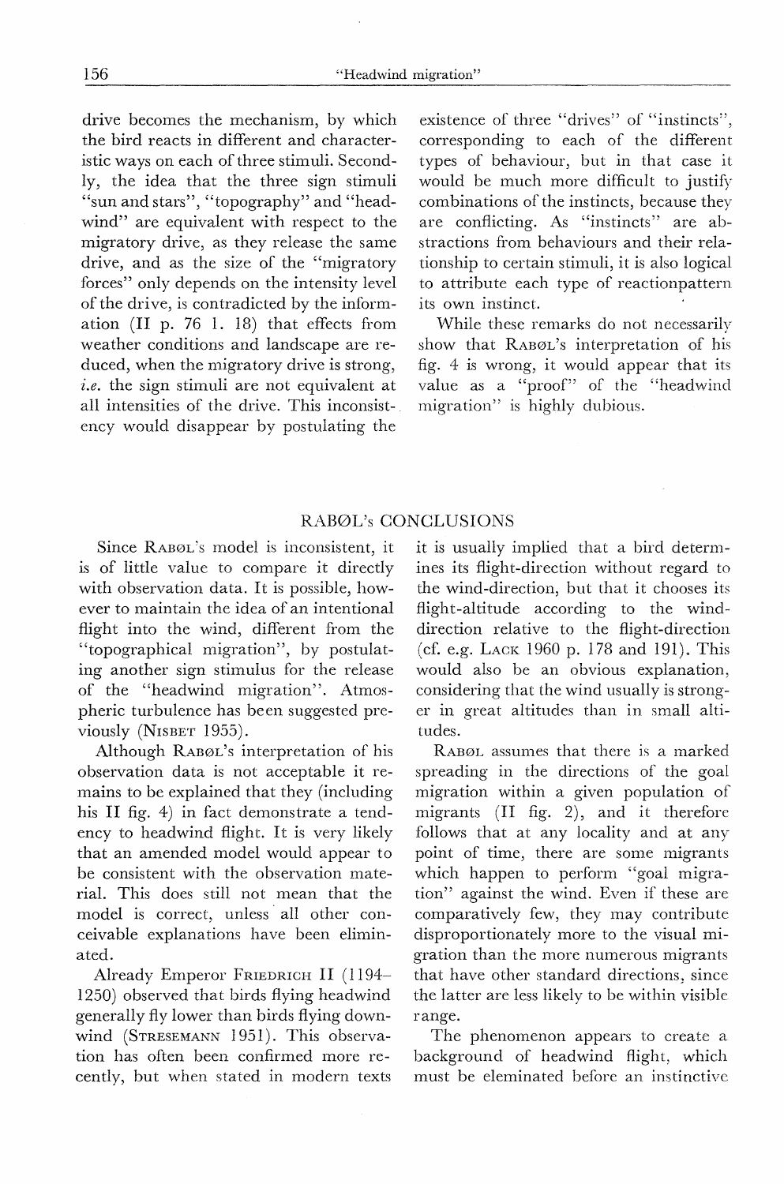drive becomes the mechanism, by which the bird reacts in different and characteristic ways on each of three stimuli. Secondly, the idea that the three sign stimuli "sun and stars", "topography" and "headwind" are equivalent with respect to the migratory drive, as they release the same drive, and as the size of the "migratory forces" only depends on the intensity level of the drive, is contradicted by the information (II p. 76 l. 18) that effects from weather conditions and landscape are reduced, when the migratory drive is strong, *i.e.* the sign stimuli are not equivalent at all intensities of the drive. This inconsistency would disappear by postulating the existence of three "drives" of "instincts", corresponding to each of the different types of behaviour, but in that case it would be much more difficult to justify combinations of the instincts, because they are conflicting. As "instincts" are abstractions from behaviours and their relationship to certain stimuli, it is also logical to attribute each type of reactionpattern its own instinct.

While these remarks do not necessarily show that RABØL's interpretation of his fig. 4 is wrong, it would appear that its value as a "proof" of the "headwind migration" is highly dubious.

## RABØL's CONCLUSIONS

Since RABØL's model is inconsistent, it is of little value to compare it directly with observation data. It is possible, however to maintain the idea of an intentional flight into the wind, different from the "topographical migration", by postulating another sign stimulus for the release of the "headwind migration". Atmospheric turbulence has been suggested previously (NISBET 1955).

Although RABØL's interpretation of his observation data is not acceptable it remains to be explained that they (including his II fig. 4) in fact demonstrate a tendency to headwind flight. It is very likely that an amended model would appear to be consistent with the observation material. This does still not mean that the model is correct, unless all other conceivable explanations have been eliminated.

Already Emperor FRIEDRICH II (1194–1250) observed that birds flying headwind generally fly lower than birds flying downwind (STRESEMANN 1951). This observation has often been confirmed more recently, but when stated in modern texts it is usually implied that a bird determines its flight-direction without regard to the wind-direction, but that it chooses its flight-altitude according to the wind-direction relative to the flight-direction (cf. e.g. LACK 1960 p. 178 and 191). This would also be an obvious explanation, considering that the wind usually is stronger in great altitudes than in small altitudes.

RABØL assumes that there is a marked spreading in the directions of the goal migration within a given population of migrants (II fig. 2), and it therefore follows that at any locality and at any point of time, there are some migrants which happen to perform "goal migration" against the wind. Even if these are comparatively few, they may contribute disproportionately more to the visual migration than the more numerous migrants that have other standard directions, since the latter are less likely to be within visible range.

The phenomenon appears to create a background of headwind flight, which must be eleminated before an instinctive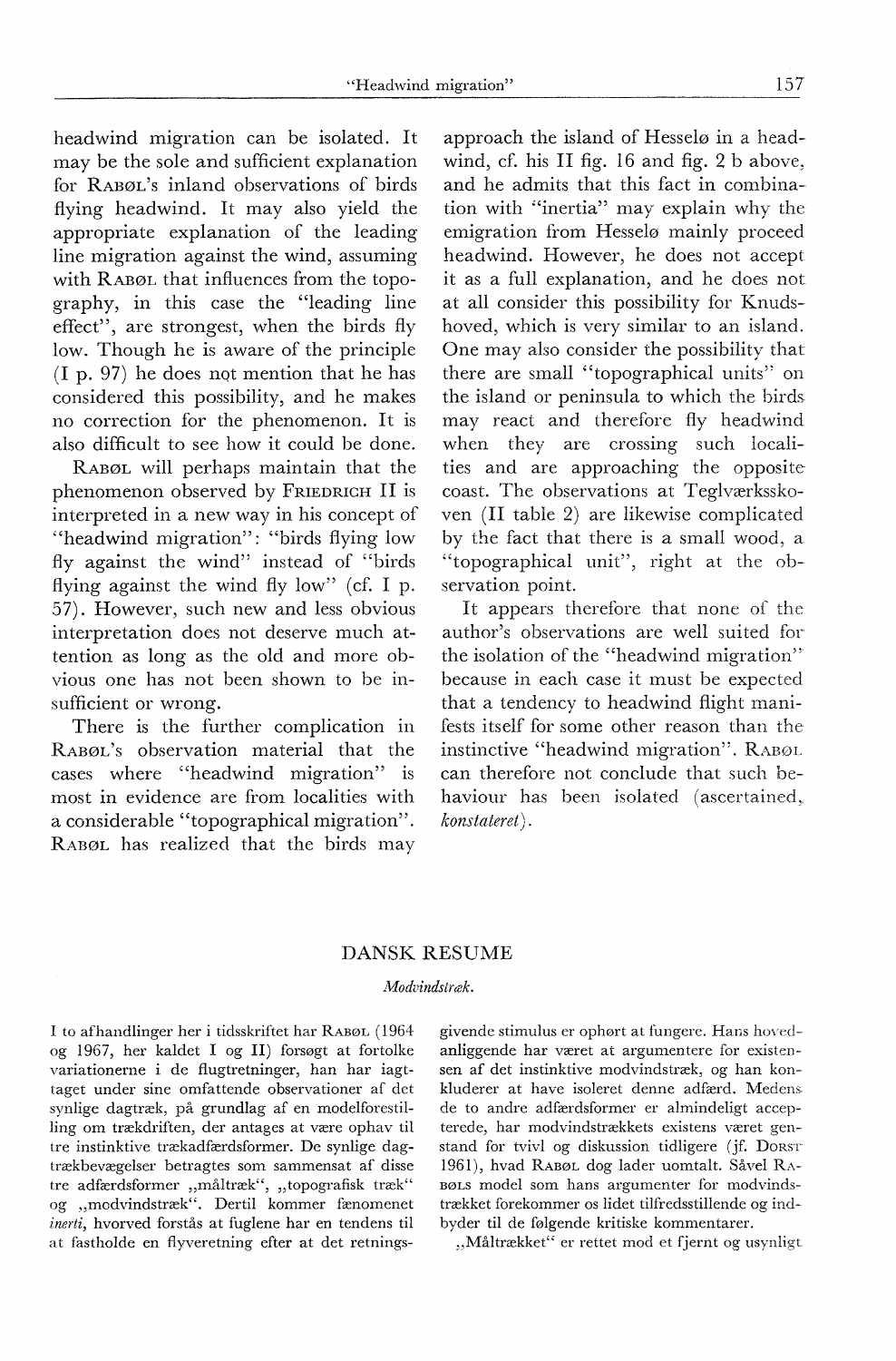headwind migration can be isolated. It may be the sole and sufficient explanation for RABØL's inland observations of birds flying headwind. It may also yield the appropriate explanation of the leading line migration against the wind, assuming with RABØL that influences from the topography, in this case the "leading line effect", are strongest, when the birds fly low. Though he is aware of the principle (I p. 97) he does not mention that he has considered this possibility, and he makes no correction for the phenomenon. It is also difficult to see how it could be done.

RABØL will perhaps maintain that the phenomenon observed by FRIEDRICH II is interpreted in a new way in his concept of "headwind migration": "birds flying low fly against the wind" instead of "birds flying against the wind fly low" (cf. I p. 57). However, such new and less obvious interpretation does not deserve much attention as long as the old and more obvious one has not been shown to be insufficient or wrong.

There is the further complication in RABØL's observation material that the cases where "headwind migration" is most in evidence are from localities with a considerable "topographical migration". RABØL has realized that the birds may approach the island of Hesselø in a headwind, cf. his II fig. 16 and fig. 2 b above, and he admits that this fact in combination with "inertia" may explain why the emigration from Hesselø mainly proceed headwind. However, he does not accept it as a full explanation, and he does not at all consider this possibility for Knudshoved, which is very similar to an island. One may also consider the possibility that there are small "topographical units" on the island or peninsula to which the birds may react and therefore fly headwind when they are crossing such localities and are approaching the opposite coast. The observations at Teglværksskoven (II table 2) are likewise complicated by the fact that there is a small wood, a "topographical unit", right at the observation point.

It appears therefore that none of the author's observations are well suited for the isolation of the "headwind migration" because in each case it must be expected that a tendency to headwind flight manifests itself for some other reason than the instinctive "headwind migration". RABØL can therefore not conclude that such behaviour has been isolated (ascertained, *konstateret*).

## DANSK RESUME

*Modvindstræk.*

I to afhandlinger her i tidsskriftet har RABØL (1964 og 1967, her kaldet I og II) forsøgt at fortolke variationerne i de flugtretninger, han har iagttaget under sine omfattende observationer af det synlige dagtræk, på grundlag af en modelforestilling om trækdriften, der antages at være ophav til tre instinktive trækadfærdsformer. De synlige dagtrækbevægelser betragtes som sammensat af disse tre adfærdsformer „måltræk", „topografisk træk" og „modvindstræk". Dertil kommer fænomenet *inerti*, hvorved forstås at fuglene har en tendens til at fastholde en flyveretning efter at det retningsgivende stimulus er ophørt at fungere. Hans hovedanliggende har været at argumentere for eksistensen af det instinktive modvindstræk, og han konkluderer at have isoleret denne adfærd. Medens de to andre adfærdsformer er almindeligt accepterede, har modvindstrækkets existens været genstand for tvivl og diskussion tidligere (jf. DORST 1961), hvad RABØL dog lader uomtalt. Såvel RABØLS model som hans argumenter for modvindstrækket forekommer os lidet tilfredsstillende og indbyder til de følgende kritiske kommentarer.

„Måltrækket" er rettet mod et fjernt og usynligt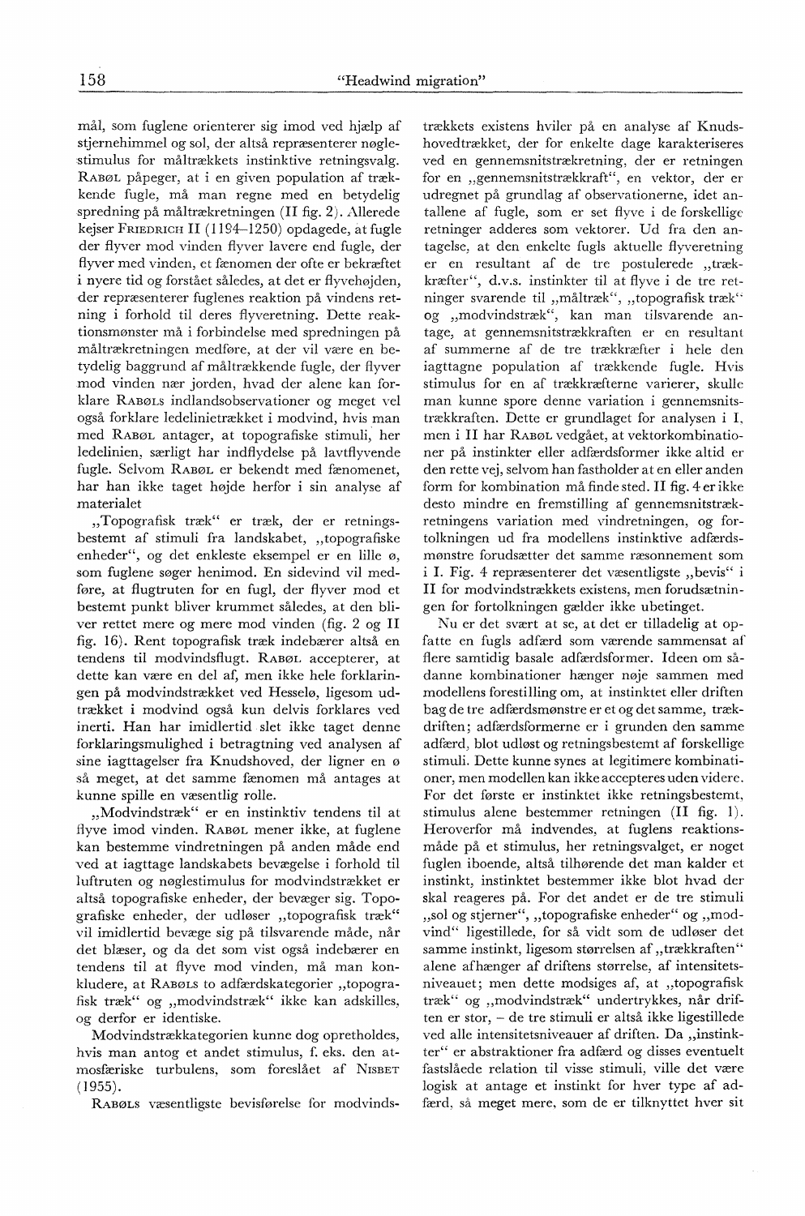mål, som fuglene orienterer sig imod ved hjælp af stjernehimmel og sol, der altså repræsenterer nøglestimulus for måltrækkets instinktive retningsvalg. RABØL påpeger, at i en given population af trækkende fugle, må man regne med en betydelig spredning på måltrækretningen (II fig. 2). Allerede kejser FRIEDRICH II (1194–1250) opdagede, at fugle der flyver mod vinden flyver lavere end fugle, der flyver med vinden, et fænomen der ofte er bekræftet i nyere tid og forstået således, at det er flyvehøjden, der repræsenterer fuglenes reaktion på vindens retning i forhold til deres flyveretning. Dette reaktionsmønster må i forbindelse med spredningen på måltrækretningen medføre, at der vil være en betydelig baggrund af måltrækkende fugle, der flyver mod vinden nær jorden, hvad der alene kan forklare RABØLS indlandsobservationer og meget vel også forklare ledelinietrækket i modvind, hvis man med RABØL antager, at topografiske stimuli, her ledelinien, særligt har indflydelse på lavtflyvende fugle. Selvom RABØL er bekendt med fænomenet, har han ikke taget højde herfor i sin analyse af materialet

„Topografisk træk" er træk, der er retningsbestemt af stimuli fra landskabet, „topografiske enheder", og det enkleste eksempel er en lille ø, som fuglene søger henimod. En sidevind vil medføre, at flugtruten for en fugl, der flyver mod et bestemt punkt bliver krummet således, at den bliver rettet mere og mere mod vinden (fig. 2 og II fig. 16). Rent topografisk træk indebærer altså en tendens til modvindsflugt. RABØL accepterer, at dette kan være en del af, men ikke hele forklaringen på modvindstrækket ved Hesselø, ligesom udtrækket i modvind også kun delvis forklares ved inerti. Han har imidlertid slet ikke taget denne forklaringsmulighed i betragtning ved analysen af sine iagttagelser fra Knudshoved, der ligner en ø så meget, at det samme fænomen må antages at kunne spille en væsentlig rolle.

„Modvindstræk" er en instinktiv tendens til at flyve imod vinden. RABØL mener ikke, at fuglene kan bestemme vindretningen på anden måde end ved at iagttage landskabets bevægelse i forhold til luftruten og nøglestimulus for modvindstrækket er altså topografiske enheder, der bevæger sig. Topografiske enheder, der udløser „topografisk træk" vil imidlertid bevæge sig på tilsvarende måde, når det blæser, og da det som vist også indebærer en tendens til at flyve mod vinden, må man konkludere, at RABØLS to adfærdskategorier „topografisk træk" og „modvindstræk" ikke kan adskilles, og derfor er identiske.

Modvindstrækkategorien kunne dog opretholdes, hvis man antog et andet stimulus, f. eks. den atmosfæriske turbulens, som foreslået af NISBET (1955).

RABØLS væsentligste bevisførelse for modvindstrækkets existens hviler på en analyse af Knudshovedtrækket, der for enkelte dage karakteriseres ved en gennemsnitstrækretning, der er retningen for en „gennemsnitstrækkraft", en vektor, der er udregnet på grundlag af observationerne, idet antallene af fugle, som er set flyve i de forskellige retninger adderes som vektorer. Ud fra den antagelse, at den enkelte fugls aktuelle flyveretning er en resultant af de tre postulerede „trækkræfter", d.v.s. instinkter til at flyve i de tre retninger svarende til „måltræk", „topografisk træk" og „modvindstræk", kan man tilsvarende antage, at gennemsnitstrækkraften er en resultant af summerne af de tre trækkræfter i hele den iagttagne population af trækkende fugle. Hvis stimulus for en af trækkræfterne varierer, skulle man kunne spore denne variation i gennemsnitstrækkraften. Dette er grundlaget for analysen i I, men i II har RABØL vedgået, at vektorkombinationer på instinkter eller adfærdsformer ikke altid er den rette vej, selvom han fastholder at en eller anden form for kombination må finde sted. II fig. 4 er ikke desto mindre en fremstilling af gennemsnitstrækretningens variation med vindretningen, og fortolkningen ud fra modellens instinktive adfærdsmønstre forudsætter det samme ræsonnement som i I. Fig. 4 repræsenterer det væsentligste „bevis" i II for modvindstrækkets existens, men forudsætningen for fortolkningen gælder ikke ubetinget.

Nu er det svært at se, at det er tilladelig at opfatte en fugls adfærd som værende sammensat af flere samtidig basale adfærdsformer. Ideen om sådanne kombinationer hænger nøje sammen med modellens forestilling om, at instinktet eller driften bag de tre adfærdsmønstre er et og det samme, trækdriften; adfærdsformerne er i grunden den samme adfærd, blot udløst og retningsbestemt af forskellige stimuli. Dette kunne synes at legitimere kombinationer, men modellen kan ikke accepteres uden videre. For det første er instinktet ikke retningsbestemt, stimulus alene bestemmer retningen (II fig. 1). Heroverfor må indvendes, at fuglens reaktionsmåde på et stimulus, her retningsvalget, er noget fuglen iboende, altså tilhørende det man kalder et instinkt, instinktet bestemmer ikke blot hvad der skal reageres på. For det andet er de tre stimuli „sol og stjerner", „topografiske enheder" og „modvind" ligestillede, for så vidt som de udløser det samme instinkt, ligesom størrelsen af „trækkraften" alene afhænger af driftens størrelse, af intensitetsniveauet; men dette modsiges af, at „topografisk træk" og „modvindstræk" undertrykkes, når driften er stor, – de tre stimuli er altså ikke ligestillede ved alle intensitetsniveauer af driften. Da „instinkter" er abstraktioner fra adfærd og disses eventuelt fastslåede relation til visse stimuli, ville det være logisk at antage et instinkt for hver type af adfærd, så meget mere, som de er tilknyttet hver sit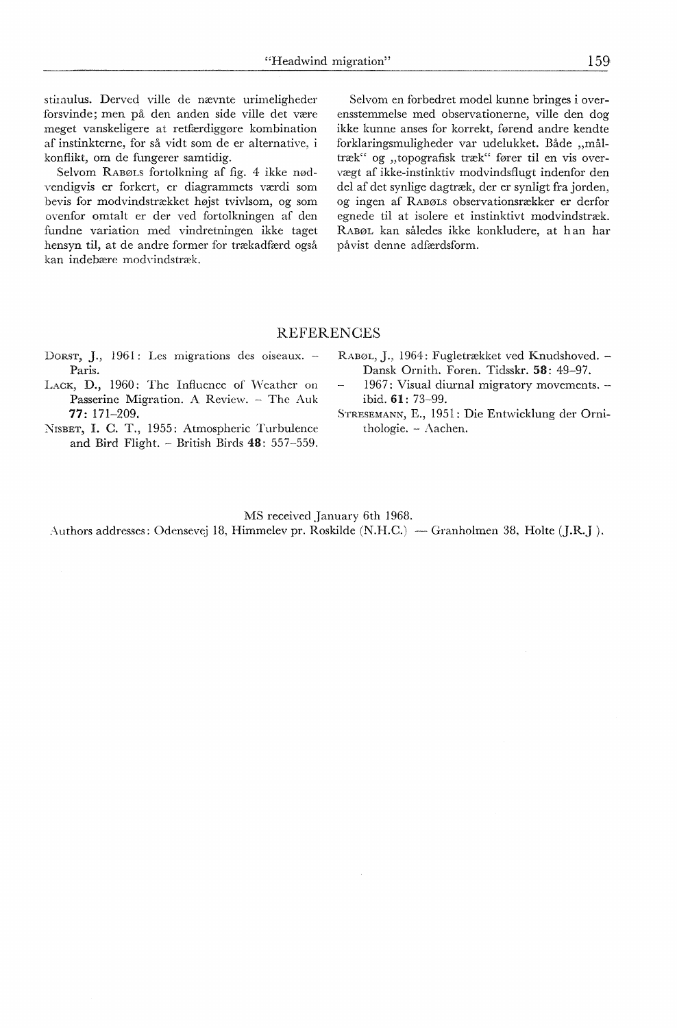stimulus. Derved ville de nævnte urimeligheder forsvinde; men på den anden side ville det være meget vanskeligere at retfærdiggøre kombination af instinkterne, for så vidt som de er alternative, i konflikt, om de fungerer samtidig.

Selvom RABØLS fortolkning af fig. 4 ikke nødvendigvis er forkert, er diagrammets værdi som bevis for modvindstrækket højst tvivlsom, og som ovenfor omtalt er der ved fortolkningen af den fundne variation med vindretningen ikke taget hensyn til, at de andre former for trækadfærd også kan indebære modvindstræk.

Selvom en forbedret model kunne bringes i overensstemmelse med observationerne, ville den dog ikke kunne anses for korrekt, førend andre kendte forklaringsmuligheder var udelukket. Både „måltræk" og „topografisk træk" fører til en vis overvægt af ikke-instinktiv modvindsflugt indenfor den del af det synlige dagtræk, der er synligt fra jorden, og ingen af RABØLS observationsrækker er derfor egnede til at isolere et instinktivt modvindstræk. RABØL kan således ikke konkludere, at han har påvist denne adfærdsform.

## REFERENCES

DORST, J., 1961: Les migrations des oiseaux. – Paris.

LACK, D., 1960: The Influence of Weather on Passerine Migration. A Review. – The Auk **77**: 171–209.

NISBET, I. C. T., 1955: Atmospheric Turbulence and Bird Flight. – British Birds **48**: 557–559.

RABØL, J., 1964: Fugletrækket ved Knudshoved. – Dansk Ornith. Foren. Tidsskr. **58**: 49–97.

– 1967: Visual diurnal migratory movements. – ibid. **61**: 73–99.

STRESEMANN, E., 1951: Die Entwicklung der Ornithologie. – Aachen.

MS received January 6th 1968.

Authors addresses: Odensevej 18, Himmelev pr. Roskilde (N.H.C.) — Granholmen 38, Holte (J.R.J).